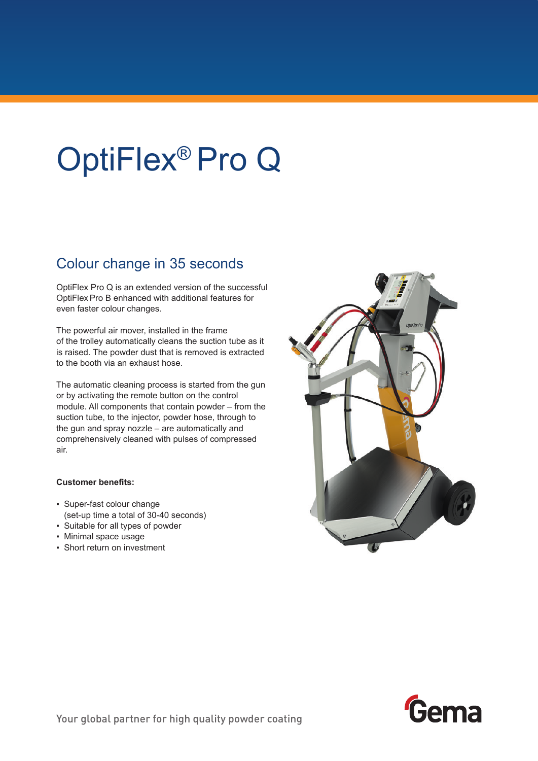# OptiFlex® Pro Q

## Colour change in 35 seconds

OptiFlex Pro Q is an extended version of the successful OptiFlex Pro B enhanced with additional features for even faster colour changes.

The powerful air mover, installed in the frame of the trolley automatically cleans the suction tube as it is raised. The powder dust that is removed is extracted to the booth via an exhaust hose.

The automatic cleaning process is started from the gun or by activating the remote button on the control module. All components that contain powder – from the suction tube, to the injector, powder hose, through to the gun and spray nozzle – are automatically and comprehensively cleaned with pulses of compressed air.

**Customer benefits:**

- Super-fast colour change (set-up time a total of 30-40 seconds)
- Suitable for all types of powder
- Minimal space usage
- Short return on investment

Your global partner for high quality powder coating

Gema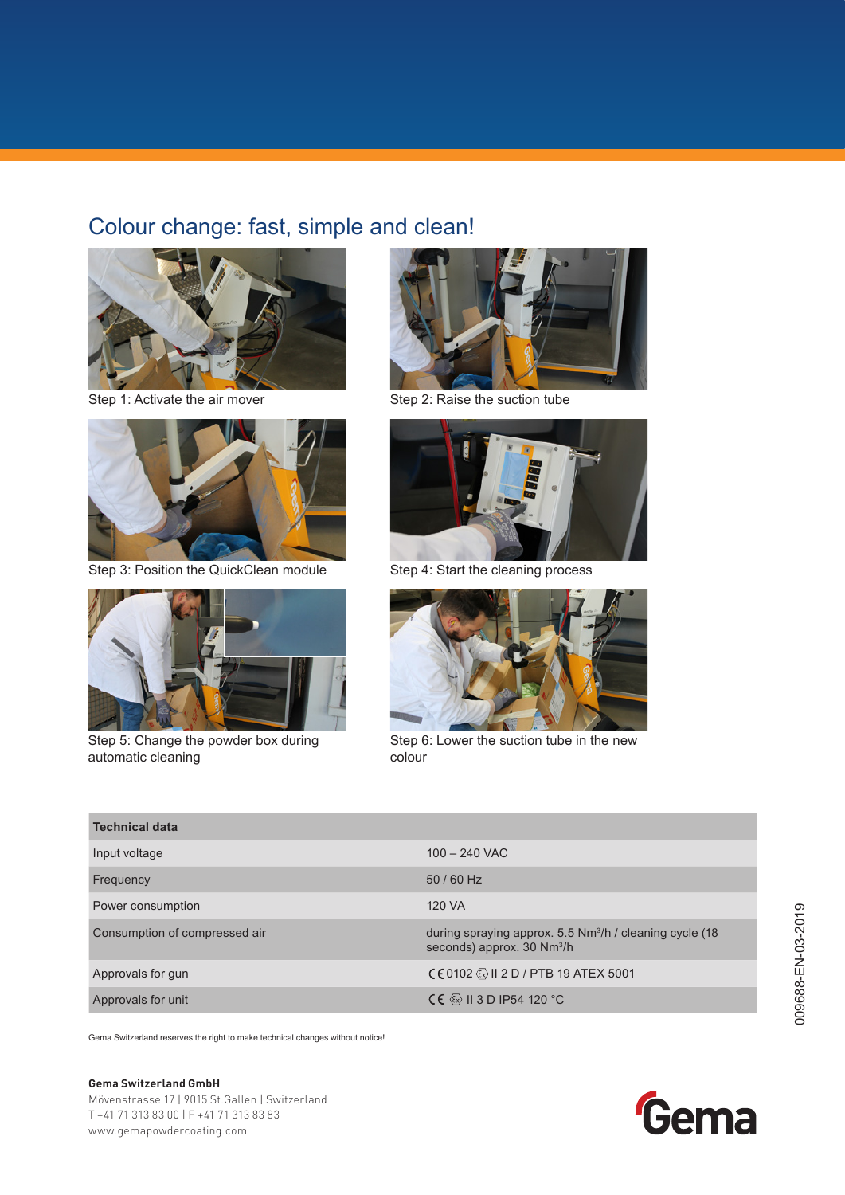## Colour change: fast, simple and clean!

Step 1: Activate the air mover

Step 2: Raise the suction tube

Step 3: Position the QuickClean module

Step 4: Start the cleaning process

Step 5: Change the powder box during automatic cleaning

Step 6: Lower the suction tube in the new colour

| Technical data | |
|---|---|
| Input voltage | 100 – 240 VAC |
| Frequency | 50 / 60 Hz |
| Power consumption | 120 VA |
| Consumption of compressed air | during spraying approx. 5.5 Nm³/h / cleaning cycle (18 seconds) approx. 30 Nm³/h |
| Approvals for gun | CE 0102 Ex II 2 D / PTB 19 ATEX 5001 |
| Approvals for unit | CE Ex II 3 D IP54 120 °C |

Gema Switzerland reserves the right to make technical changes without notice!

**Gema Switzerland GmbH**
Mövenstrasse 17 | 9015 St.Gallen | Switzerland
T +41 71 313 83 00 | F +41 71 313 83 83
www.gemapowdercoating.com

Gema

009688-EN-03-2019